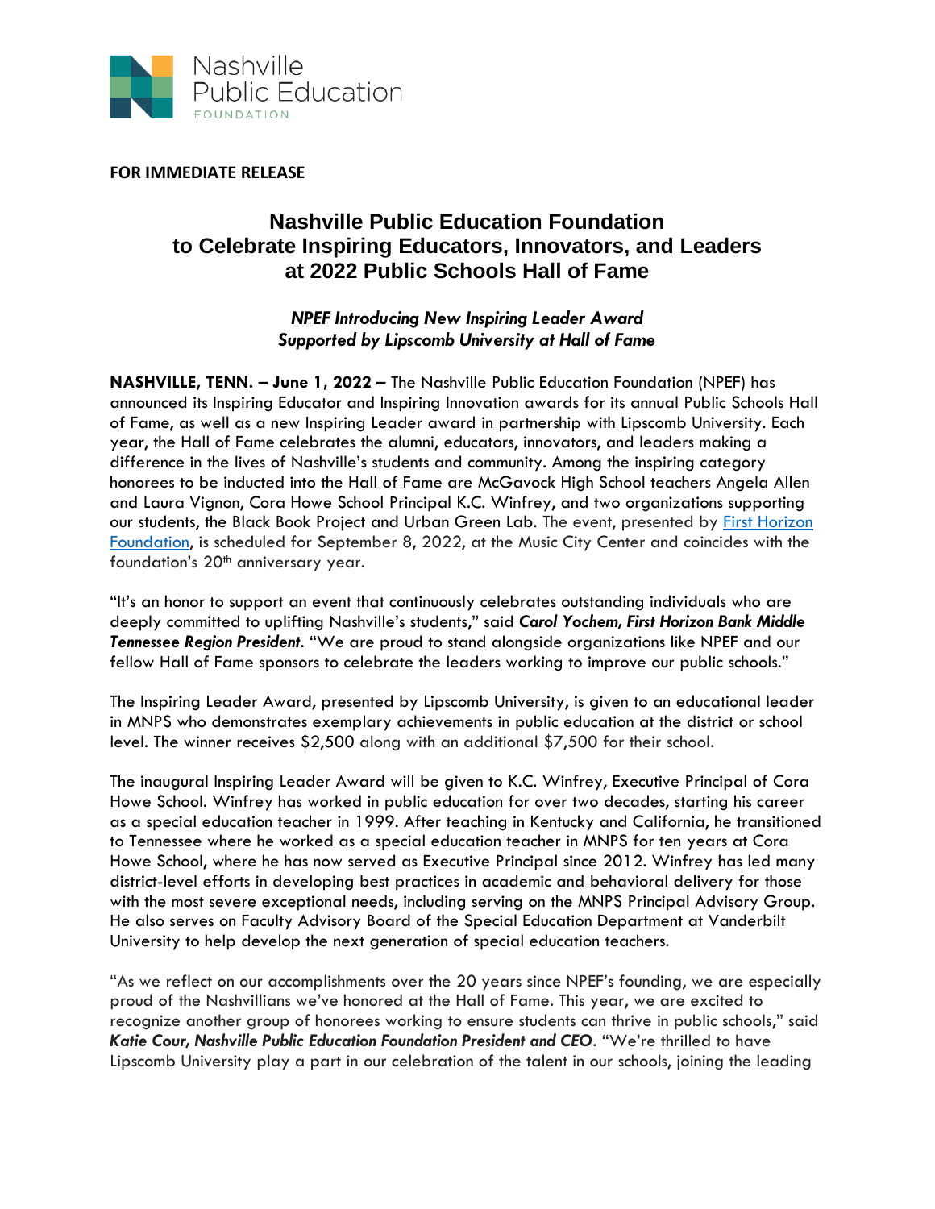Nashville Public Education FOUNDATION

**FOR IMMEDIATE RELEASE**

# Nashville Public Education Foundation to Celebrate Inspiring Educators, Innovators, and Leaders at 2022 Public Schools Hall of Fame

### *NPEF Introducing New Inspiring Leader Award Supported by Lipscomb University at Hall of Fame*

**NASHVILLE, TENN. – June 1, 2022 –** The Nashville Public Education Foundation (NPEF) has announced its Inspiring Educator and Inspiring Innovation awards for its annual Public Schools Hall of Fame, as well as a new Inspiring Leader award in partnership with Lipscomb University. Each year, the Hall of Fame celebrates the alumni, educators, innovators, and leaders making a difference in the lives of Nashville's students and community. Among the inspiring category honorees to be inducted into the Hall of Fame are McGavock High School teachers Angela Allen and Laura Vignon, Cora Howe School Principal K.C. Winfrey, and two organizations supporting our students, the Black Book Project and Urban Green Lab. The event, presented by First Horizon Foundation, is scheduled for September 8, 2022, at the Music City Center and coincides with the foundation's 20th anniversary year.

"It's an honor to support an event that continuously celebrates outstanding individuals who are deeply committed to uplifting Nashville's students," said ***Carol Yochem, First Horizon Bank Middle Tennessee Region President***. "We are proud to stand alongside organizations like NPEF and our fellow Hall of Fame sponsors to celebrate the leaders working to improve our public schools."

The Inspiring Leader Award, presented by Lipscomb University, is given to an educational leader in MNPS who demonstrates exemplary achievements in public education at the district or school level. The winner receives $2,500 along with an additional $7,500 for their school.

The inaugural Inspiring Leader Award will be given to K.C. Winfrey, Executive Principal of Cora Howe School. Winfrey has worked in public education for over two decades, starting his career as a special education teacher in 1999. After teaching in Kentucky and California, he transitioned to Tennessee where he worked as a special education teacher in MNPS for ten years at Cora Howe School, where he has now served as Executive Principal since 2012. Winfrey has led many district-level efforts in developing best practices in academic and behavioral delivery for those with the most severe exceptional needs, including serving on the MNPS Principal Advisory Group. He also serves on Faculty Advisory Board of the Special Education Department at Vanderbilt University to help develop the next generation of special education teachers.

"As we reflect on our accomplishments over the 20 years since NPEF's founding, we are especially proud of the Nashvillians we've honored at the Hall of Fame. This year, we are excited to recognize another group of honorees working to ensure students can thrive in public schools," said ***Katie Cour, Nashville Public Education Foundation President and CEO***. "We're thrilled to have Lipscomb University play a part in our celebration of the talent in our schools, joining the leading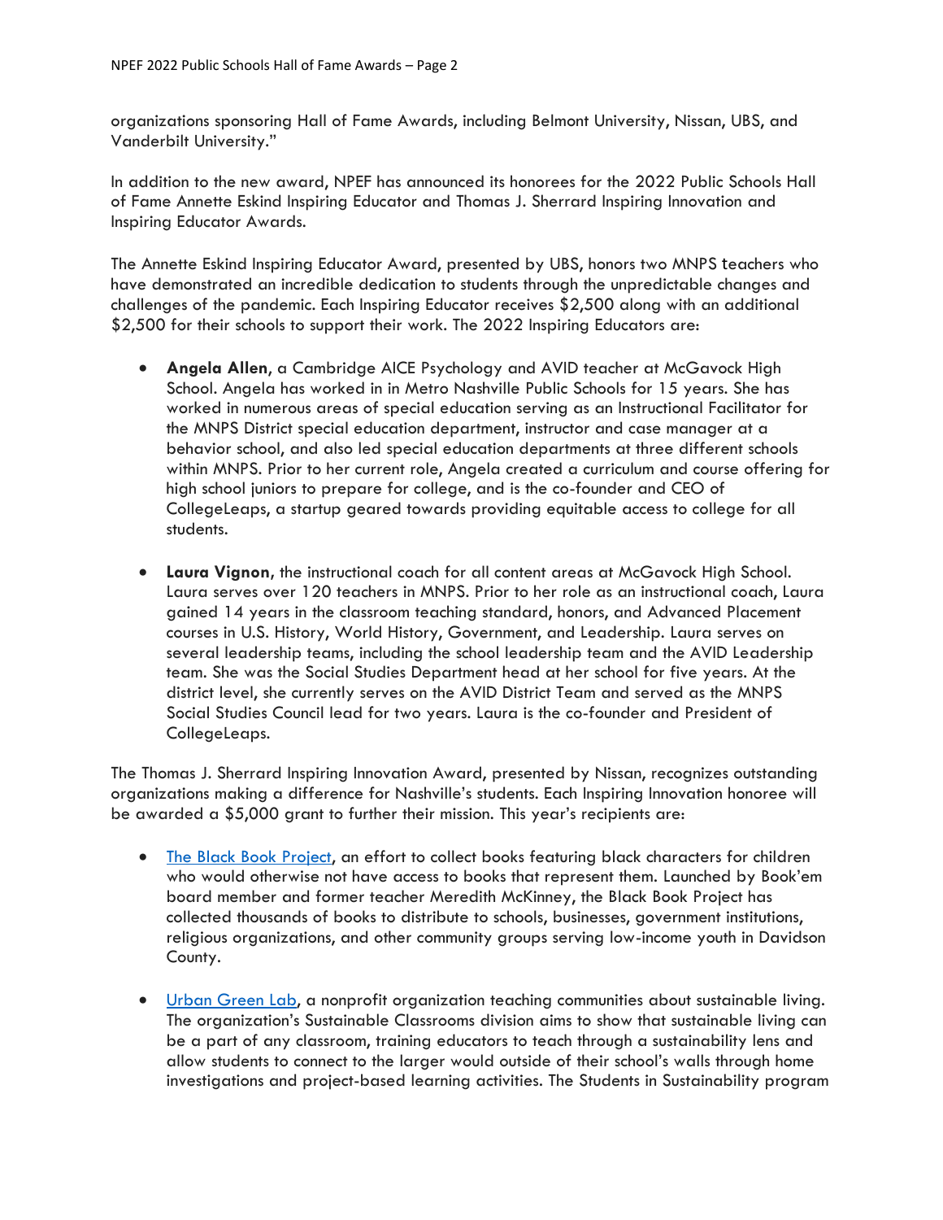organizations sponsoring Hall of Fame Awards, including Belmont University, Nissan, UBS, and Vanderbilt University."

In addition to the new award, NPEF has announced its honorees for the 2022 Public Schools Hall of Fame Annette Eskind Inspiring Educator and Thomas J. Sherrard Inspiring Innovation and Inspiring Educator Awards.

The Annette Eskind Inspiring Educator Award, presented by UBS, honors two MNPS teachers who have demonstrated an incredible dedication to students through the unpredictable changes and challenges of the pandemic. Each Inspiring Educator receives $2,500 along with an additional $2,500 for their schools to support their work. The 2022 Inspiring Educators are:

- **Angela Allen**, a Cambridge AICE Psychology and AVID teacher at McGavock High School. Angela has worked in in Metro Nashville Public Schools for 15 years. She has worked in numerous areas of special education serving as an Instructional Facilitator for the MNPS District special education department, instructor and case manager at a behavior school, and also led special education departments at three different schools within MNPS. Prior to her current role, Angela created a curriculum and course offering for high school juniors to prepare for college, and is the co-founder and CEO of CollegeLeaps, a startup geared towards providing equitable access to college for all students.

- **Laura Vignon**, the instructional coach for all content areas at McGavock High School. Laura serves over 120 teachers in MNPS. Prior to her role as an instructional coach, Laura gained 14 years in the classroom teaching standard, honors, and Advanced Placement courses in U.S. History, World History, Government, and Leadership. Laura serves on several leadership teams, including the school leadership team and the AVID Leadership team. She was the Social Studies Department head at her school for five years. At the district level, she currently serves on the AVID District Team and served as the MNPS Social Studies Council lead for two years. Laura is the co-founder and President of CollegeLeaps.

The Thomas J. Sherrard Inspiring Innovation Award, presented by Nissan, recognizes outstanding organizations making a difference for Nashville's students. Each Inspiring Innovation honoree will be awarded a $5,000 grant to further their mission. This year's recipients are:

- The Black Book Project, an effort to collect books featuring black characters for children who would otherwise not have access to books that represent them. Launched by Book'em board member and former teacher Meredith McKinney, the Black Book Project has collected thousands of books to distribute to schools, businesses, government institutions, religious organizations, and other community groups serving low-income youth in Davidson County.

- Urban Green Lab, a nonprofit organization teaching communities about sustainable living. The organization's Sustainable Classrooms division aims to show that sustainable living can be a part of any classroom, training educators to teach through a sustainability lens and allow students to connect to the larger would outside of their school's walls through home investigations and project-based learning activities. The Students in Sustainability program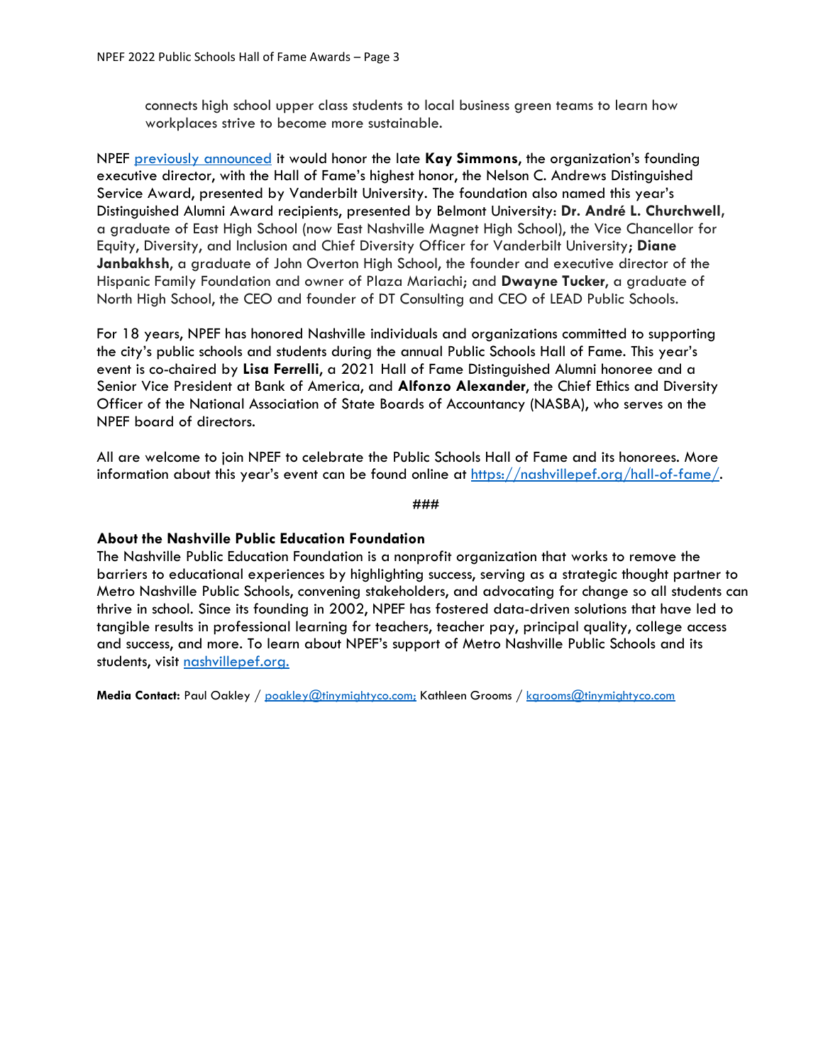connects high school upper class students to local business green teams to learn how workplaces strive to become more sustainable.

NPEF [previously announced](#) it would honor the late **Kay Simmons**, the organization's founding executive director, with the Hall of Fame's highest honor, the Nelson C. Andrews Distinguished Service Award, presented by Vanderbilt University. The foundation also named this year's Distinguished Alumni Award recipients, presented by Belmont University: **Dr. André L. Churchwell**, a graduate of East High School (now East Nashville Magnet High School), the Vice Chancellor for Equity, Diversity, and Inclusion and Chief Diversity Officer for Vanderbilt University; **Diane Janbakhsh**, a graduate of John Overton High School, the founder and executive director of the Hispanic Family Foundation and owner of Plaza Mariachi; and **Dwayne Tucker**, a graduate of North High School, the CEO and founder of DT Consulting and CEO of LEAD Public Schools.

For 18 years, NPEF has honored Nashville individuals and organizations committed to supporting the city's public schools and students during the annual Public Schools Hall of Fame. This year's event is co-chaired by **Lisa Ferrelli**, a 2021 Hall of Fame Distinguished Alumni honoree and a Senior Vice President at Bank of America, and **Alfonzo Alexander**, the Chief Ethics and Diversity Officer of the National Association of State Boards of Accountancy (NASBA), who serves on the NPEF board of directors.

All are welcome to join NPEF to celebrate the Public Schools Hall of Fame and its honorees. More information about this year's event can be found online at [https://nashvillepef.org/hall-of-fame/](https://nashvillepef.org/hall-of-fame/).

###

**About the Nashville Public Education Foundation**

The Nashville Public Education Foundation is a nonprofit organization that works to remove the barriers to educational experiences by highlighting success, serving as a strategic thought partner to Metro Nashville Public Schools, convening stakeholders, and advocating for change so all students can thrive in school. Since its founding in 2002, NPEF has fostered data-driven solutions that have led to tangible results in professional learning for teachers, teacher pay, principal quality, college access and success, and more. To learn about NPEF's support of Metro Nashville Public Schools and its students, visit [nashvillepef.org.](https://nashvillepef.org)

**Media Contact:** Paul Oakley / [poakley@tinymightyco.com;](mailto:poakley@tinymightyco.com) Kathleen Grooms / [kgrooms@tinymightyco.com](mailto:kgrooms@tinymightyco.com)